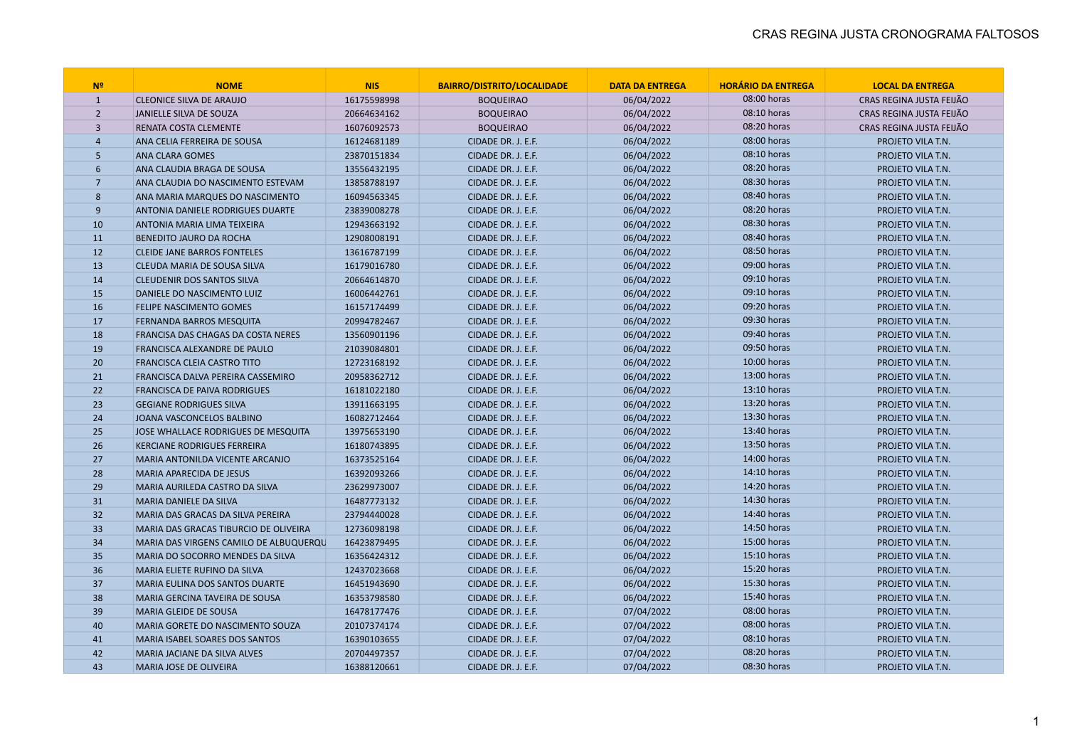# CRAS REGINA JUSTA CRONOGRAMA FALTOSOS

| Nº | NOME | NIS | BAIRRO/DISTRITO/LOCALIDADE | DATA DA ENTREGA | HORÁRIO DA ENTREGA | LOCAL DA ENTREGA |
|---|---|---|---|---|---|---|
| 1 | CLEONICE SILVA DE ARAUJO | 16175598998 | BOQUEIRAO | 06/04/2022 | 08:00 horas | CRAS REGINA JUSTA FEIJÃO |
| 2 | JANIELLE SILVA DE SOUZA | 20664634162 | BOQUEIRAO | 06/04/2022 | 08:10 horas | CRAS REGINA JUSTA FEIJÃO |
| 3 | RENATA COSTA CLEMENTE | 16076092573 | BOQUEIRAO | 06/04/2022 | 08:20 horas | CRAS REGINA JUSTA FEIJÃO |
| 4 | ANA CELIA FERREIRA DE SOUSA | 16124681189 | CIDADE DR. J. E.F. | 06/04/2022 | 08:00 horas | PROJETO VILA T.N. |
| 5 | ANA CLARA GOMES | 23870151834 | CIDADE DR. J. E.F. | 06/04/2022 | 08:10 horas | PROJETO VILA T.N. |
| 6 | ANA CLAUDIA BRAGA DE SOUSA | 13556432195 | CIDADE DR. J. E.F. | 06/04/2022 | 08:20 horas | PROJETO VILA T.N. |
| 7 | ANA CLAUDIA DO NASCIMENTO ESTEVAM | 13858788197 | CIDADE DR. J. E.F. | 06/04/2022 | 08:30 horas | PROJETO VILA T.N. |
| 8 | ANA MARIA MARQUES DO NASCIMENTO | 16094563345 | CIDADE DR. J. E.F. | 06/04/2022 | 08:40 horas | PROJETO VILA T.N. |
| 9 | ANTONIA DANIELE RODRIGUES DUARTE | 23839008278 | CIDADE DR. J. E.F. | 06/04/2022 | 08:20 horas | PROJETO VILA T.N. |
| 10 | ANTONIA MARIA LIMA TEIXEIRA | 12943663192 | CIDADE DR. J. E.F. | 06/04/2022 | 08:30 horas | PROJETO VILA T.N. |
| 11 | BENEDITO JAURO DA ROCHA | 12908008191 | CIDADE DR. J. E.F. | 06/04/2022 | 08:40 horas | PROJETO VILA T.N. |
| 12 | CLEIDE JANE BARROS FONTELES | 13616787199 | CIDADE DR. J. E.F. | 06/04/2022 | 08:50 horas | PROJETO VILA T.N. |
| 13 | CLEUDA MARIA DE SOUSA SILVA | 16179016780 | CIDADE DR. J. E.F. | 06/04/2022 | 09:00 horas | PROJETO VILA T.N. |
| 14 | CLEUDENIR DOS SANTOS SILVA | 20664614870 | CIDADE DR. J. E.F. | 06/04/2022 | 09:10 horas | PROJETO VILA T.N. |
| 15 | DANIELE DO NASCIMENTO LUIZ | 16006442761 | CIDADE DR. J. E.F. | 06/04/2022 | 09:10 horas | PROJETO VILA T.N. |
| 16 | FELIPE NASCIMENTO GOMES | 16157174499 | CIDADE DR. J. E.F. | 06/04/2022 | 09:20 horas | PROJETO VILA T.N. |
| 17 | FERNANDA BARROS MESQUITA | 20994782467 | CIDADE DR. J. E.F. | 06/04/2022 | 09:30 horas | PROJETO VILA T.N. |
| 18 | FRANCISA DAS CHAGAS DA COSTA NERES | 13560901196 | CIDADE DR. J. E.F. | 06/04/2022 | 09:40 horas | PROJETO VILA T.N. |
| 19 | FRANCISCA ALEXANDRE DE PAULO | 21039084801 | CIDADE DR. J. E.F. | 06/04/2022 | 09:50 horas | PROJETO VILA T.N. |
| 20 | FRANCISCA CLEIA CASTRO TITO | 12723168192 | CIDADE DR. J. E.F. | 06/04/2022 | 10:00 horas | PROJETO VILA T.N. |
| 21 | FRANCISCA DALVA PEREIRA CASSEMIRO | 20958362712 | CIDADE DR. J. E.F. | 06/04/2022 | 13:00 horas | PROJETO VILA T.N. |
| 22 | FRANCISCA DE PAIVA RODRIGUES | 16181022180 | CIDADE DR. J. E.F. | 06/04/2022 | 13:10 horas | PROJETO VILA T.N. |
| 23 | GEGIANE RODRIGUES SILVA | 13911663195 | CIDADE DR. J. E.F. | 06/04/2022 | 13:20 horas | PROJETO VILA T.N. |
| 24 | JOANA VASCONCELOS BALBINO | 16082712464 | CIDADE DR. J. E.F. | 06/04/2022 | 13:30 horas | PROJETO VILA T.N. |
| 25 | JOSE WHALLACE RODRIGUES DE MESQUITA | 13975653190 | CIDADE DR. J. E.F. | 06/04/2022 | 13:40 horas | PROJETO VILA T.N. |
| 26 | KERCIANE RODRIGUES FERREIRA | 16180743895 | CIDADE DR. J. E.F. | 06/04/2022 | 13:50 horas | PROJETO VILA T.N. |
| 27 | MARIA ANTONILDA VICENTE ARCANJO | 16373525164 | CIDADE DR. J. E.F. | 06/04/2022 | 14:00 horas | PROJETO VILA T.N. |
| 28 | MARIA APARECIDA DE JESUS | 16392093266 | CIDADE DR. J. E.F. | 06/04/2022 | 14:10 horas | PROJETO VILA T.N. |
| 29 | MARIA AURILEDA CASTRO DA SILVA | 23629973007 | CIDADE DR. J. E.F. | 06/04/2022 | 14:20 horas | PROJETO VILA T.N. |
| 31 | MARIA DANIELE DA SILVA | 16487773132 | CIDADE DR. J. E.F. | 06/04/2022 | 14:30 horas | PROJETO VILA T.N. |
| 32 | MARIA DAS GRACAS DA SILVA PEREIRA | 23794440028 | CIDADE DR. J. E.F. | 06/04/2022 | 14:40 horas | PROJETO VILA T.N. |
| 33 | MARIA DAS GRACAS TIBURCIO DE OLIVEIRA | 12736098198 | CIDADE DR. J. E.F. | 06/04/2022 | 14:50 horas | PROJETO VILA T.N. |
| 34 | MARIA DAS VIRGENS CAMILO DE ALBUQUERQU | 16423879495 | CIDADE DR. J. E.F. | 06/04/2022 | 15:00 horas | PROJETO VILA T.N. |
| 35 | MARIA DO SOCORRO MENDES DA SILVA | 16356424312 | CIDADE DR. J. E.F. | 06/04/2022 | 15:10 horas | PROJETO VILA T.N. |
| 36 | MARIA ELIETE RUFINO DA SILVA | 12437023668 | CIDADE DR. J. E.F. | 06/04/2022 | 15:20 horas | PROJETO VILA T.N. |
| 37 | MARIA EULINA DOS SANTOS DUARTE | 16451943690 | CIDADE DR. J. E.F. | 06/04/2022 | 15:30 horas | PROJETO VILA T.N. |
| 38 | MARIA GERCINA TAVEIRA DE SOUSA | 16353798580 | CIDADE DR. J. E.F. | 06/04/2022 | 15:40 horas | PROJETO VILA T.N. |
| 39 | MARIA GLEIDE DE SOUSA | 16478177476 | CIDADE DR. J. E.F. | 07/04/2022 | 08:00 horas | PROJETO VILA T.N. |
| 40 | MARIA GORETE DO NASCIMENTO SOUZA | 20107374174 | CIDADE DR. J. E.F. | 07/04/2022 | 08:00 horas | PROJETO VILA T.N. |
| 41 | MARIA ISABEL SOARES DOS SANTOS | 16390103655 | CIDADE DR. J. E.F. | 07/04/2022 | 08:10 horas | PROJETO VILA T.N. |
| 42 | MARIA JACIANE DA SILVA ALVES | 20704497357 | CIDADE DR. J. E.F. | 07/04/2022 | 08:20 horas | PROJETO VILA T.N. |
| 43 | MARIA JOSE DE OLIVEIRA | 16388120661 | CIDADE DR. J. E.F. | 07/04/2022 | 08:30 horas | PROJETO VILA T.N. |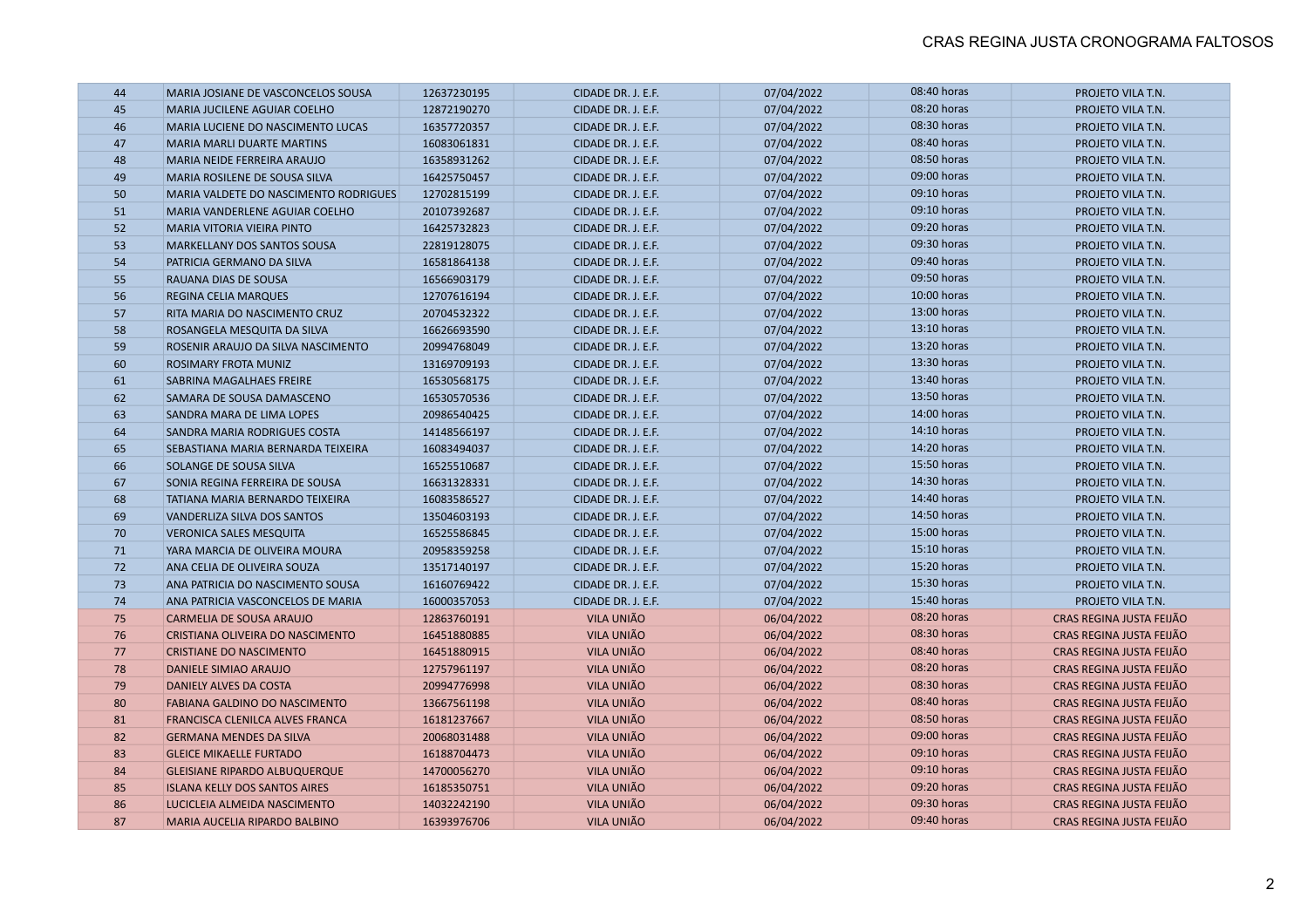CRAS REGINA JUSTA CRONOGRAMA FALTOSOS

| | | | | | | |
|---|---|---|---|---|---|---|
| 44 | MARIA JOSIANE DE VASCONCELOS SOUSA | 12637230195 | CIDADE DR. J. E.F. | 07/04/2022 | 08:40 horas | PROJETO VILA T.N. |
| 45 | MARIA JUCILENE AGUIAR COELHO | 12872190270 | CIDADE DR. J. E.F. | 07/04/2022 | 08:20 horas | PROJETO VILA T.N. |
| 46 | MARIA LUCIENE DO NASCIMENTO LUCAS | 16357720357 | CIDADE DR. J. E.F. | 07/04/2022 | 08:30 horas | PROJETO VILA T.N. |
| 47 | MARIA MARLI DUARTE MARTINS | 16083061831 | CIDADE DR. J. E.F. | 07/04/2022 | 08:40 horas | PROJETO VILA T.N. |
| 48 | MARIA NEIDE FERREIRA ARAUJO | 16358931262 | CIDADE DR. J. E.F. | 07/04/2022 | 08:50 horas | PROJETO VILA T.N. |
| 49 | MARIA ROSILENE DE SOUSA SILVA | 16425750457 | CIDADE DR. J. E.F. | 07/04/2022 | 09:00 horas | PROJETO VILA T.N. |
| 50 | MARIA VALDETE DO NASCIMENTO RODRIGUES | 12702815199 | CIDADE DR. J. E.F. | 07/04/2022 | 09:10 horas | PROJETO VILA T.N. |
| 51 | MARIA VANDERLENE AGUIAR COELHO | 20107392687 | CIDADE DR. J. E.F. | 07/04/2022 | 09:10 horas | PROJETO VILA T.N. |
| 52 | MARIA VITORIA VIEIRA PINTO | 16425732823 | CIDADE DR. J. E.F. | 07/04/2022 | 09:20 horas | PROJETO VILA T.N. |
| 53 | MARKELLANY DOS SANTOS SOUSA | 22819128075 | CIDADE DR. J. E.F. | 07/04/2022 | 09:30 horas | PROJETO VILA T.N. |
| 54 | PATRICIA GERMANO DA SILVA | 16581864138 | CIDADE DR. J. E.F. | 07/04/2022 | 09:40 horas | PROJETO VILA T.N. |
| 55 | RAUANA DIAS DE SOUSA | 16566903179 | CIDADE DR. J. E.F. | 07/04/2022 | 09:50 horas | PROJETO VILA T.N. |
| 56 | REGINA CELIA MARQUES | 12707616194 | CIDADE DR. J. E.F. | 07/04/2022 | 10:00 horas | PROJETO VILA T.N. |
| 57 | RITA MARIA DO NASCIMENTO CRUZ | 20704532322 | CIDADE DR. J. E.F. | 07/04/2022 | 13:00 horas | PROJETO VILA T.N. |
| 58 | ROSANGELA MESQUITA DA SILVA | 16626693590 | CIDADE DR. J. E.F. | 07/04/2022 | 13:10 horas | PROJETO VILA T.N. |
| 59 | ROSENIR ARAUJO DA SILVA NASCIMENTO | 20994768049 | CIDADE DR. J. E.F. | 07/04/2022 | 13:20 horas | PROJETO VILA T.N. |
| 60 | ROSIMARY FROTA MUNIZ | 13169709193 | CIDADE DR. J. E.F. | 07/04/2022 | 13:30 horas | PROJETO VILA T.N. |
| 61 | SABRINA MAGALHAES FREIRE | 16530568175 | CIDADE DR. J. E.F. | 07/04/2022 | 13:40 horas | PROJETO VILA T.N. |
| 62 | SAMARA DE SOUSA DAMASCENO | 16530570536 | CIDADE DR. J. E.F. | 07/04/2022 | 13:50 horas | PROJETO VILA T.N. |
| 63 | SANDRA MARA DE LIMA LOPES | 20986540425 | CIDADE DR. J. E.F. | 07/04/2022 | 14:00 horas | PROJETO VILA T.N. |
| 64 | SANDRA MARIA RODRIGUES COSTA | 14148566197 | CIDADE DR. J. E.F. | 07/04/2022 | 14:10 horas | PROJETO VILA T.N. |
| 65 | SEBASTIANA MARIA BERNARDA TEIXEIRA | 16083494037 | CIDADE DR. J. E.F. | 07/04/2022 | 14:20 horas | PROJETO VILA T.N. |
| 66 | SOLANGE DE SOUSA SILVA | 16525510687 | CIDADE DR. J. E.F. | 07/04/2022 | 15:50 horas | PROJETO VILA T.N. |
| 67 | SONIA REGINA FERREIRA DE SOUSA | 16631328331 | CIDADE DR. J. E.F. | 07/04/2022 | 14:30 horas | PROJETO VILA T.N. |
| 68 | TATIANA MARIA BERNARDO TEIXEIRA | 16083586527 | CIDADE DR. J. E.F. | 07/04/2022 | 14:40 horas | PROJETO VILA T.N. |
| 69 | VANDERLIZA SILVA DOS SANTOS | 13504603193 | CIDADE DR. J. E.F. | 07/04/2022 | 14:50 horas | PROJETO VILA T.N. |
| 70 | VERONICA SALES MESQUITA | 16525586845 | CIDADE DR. J. E.F. | 07/04/2022 | 15:00 horas | PROJETO VILA T.N. |
| 71 | YARA MARCIA DE OLIVEIRA MOURA | 20958359258 | CIDADE DR. J. E.F. | 07/04/2022 | 15:10 horas | PROJETO VILA T.N. |
| 72 | ANA CELIA DE OLIVEIRA SOUZA | 13517140197 | CIDADE DR. J. E.F. | 07/04/2022 | 15:20 horas | PROJETO VILA T.N. |
| 73 | ANA PATRICIA DO NASCIMENTO SOUSA | 16160769422 | CIDADE DR. J. E.F. | 07/04/2022 | 15:30 horas | PROJETO VILA T.N. |
| 74 | ANA PATRICIA VASCONCELOS DE MARIA | 16000357053 | CIDADE DR. J. E.F. | 07/04/2022 | 15:40 horas | PROJETO VILA T.N. |
| 75 | CARMELIA DE SOUSA ARAUJO | 12863760191 | VILA UNIÃO | 06/04/2022 | 08:20 horas | CRAS REGINA JUSTA FEIJÃO |
| 76 | CRISTIANA OLIVEIRA DO NASCIMENTO | 16451880885 | VILA UNIÃO | 06/04/2022 | 08:30 horas | CRAS REGINA JUSTA FEIJÃO |
| 77 | CRISTIANE DO NASCIMENTO | 16451880915 | VILA UNIÃO | 06/04/2022 | 08:40 horas | CRAS REGINA JUSTA FEIJÃO |
| 78 | DANIELE SIMIAO ARAUJO | 12757961197 | VILA UNIÃO | 06/04/2022 | 08:20 horas | CRAS REGINA JUSTA FEIJÃO |
| 79 | DANIELY ALVES DA COSTA | 20994776998 | VILA UNIÃO | 06/04/2022 | 08:30 horas | CRAS REGINA JUSTA FEIJÃO |
| 80 | FABIANA GALDINO DO NASCIMENTO | 13667561198 | VILA UNIÃO | 06/04/2022 | 08:40 horas | CRAS REGINA JUSTA FEIJÃO |
| 81 | FRANCISCA CLENILCA ALVES FRANCA | 16181237667 | VILA UNIÃO | 06/04/2022 | 08:50 horas | CRAS REGINA JUSTA FEIJÃO |
| 82 | GERMANA MENDES DA SILVA | 20068031488 | VILA UNIÃO | 06/04/2022 | 09:00 horas | CRAS REGINA JUSTA FEIJÃO |
| 83 | GLEICE MIKAELLE FURTADO | 16188704473 | VILA UNIÃO | 06/04/2022 | 09:10 horas | CRAS REGINA JUSTA FEIJÃO |
| 84 | GLEISIANE RIPARDO ALBUQUERQUE | 14700056270 | VILA UNIÃO | 06/04/2022 | 09:10 horas | CRAS REGINA JUSTA FEIJÃO |
| 85 | ISLANA KELLY DOS SANTOS AIRES | 16185350751 | VILA UNIÃO | 06/04/2022 | 09:20 horas | CRAS REGINA JUSTA FEIJÃO |
| 86 | LUCICLEIA ALMEIDA NASCIMENTO | 14032242190 | VILA UNIÃO | 06/04/2022 | 09:30 horas | CRAS REGINA JUSTA FEIJÃO |
| 87 | MARIA AUCELIA RIPARDO BALBINO | 16393976706 | VILA UNIÃO | 06/04/2022 | 09:40 horas | CRAS REGINA JUSTA FEIJÃO |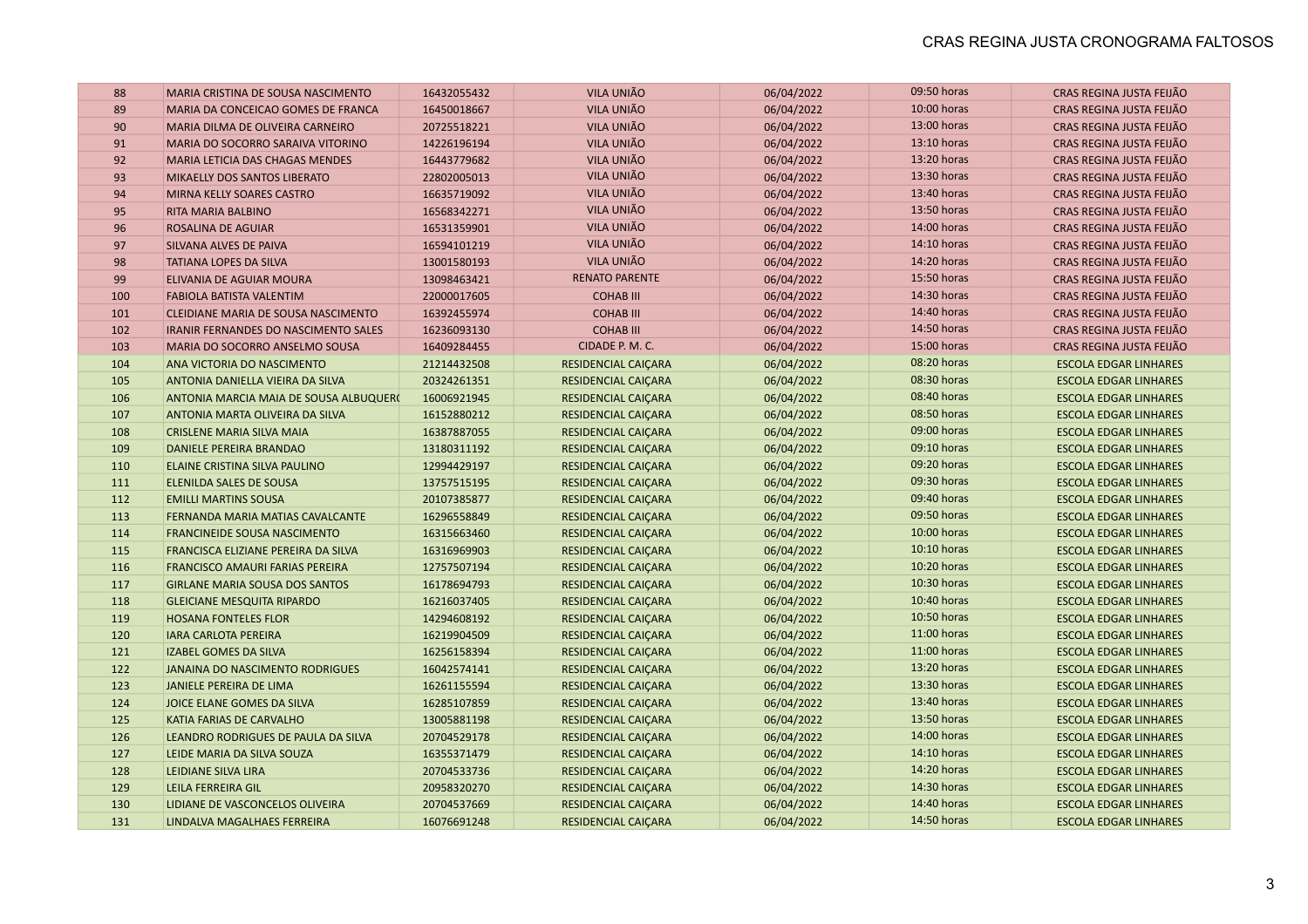| 88 | MARIA CRISTINA DE SOUSA NASCIMENTO | 16432055432 | VILA UNIÃO | 06/04/2022 | 09:50 horas | CRAS REGINA JUSTA FEIJÃO |
|---|---|---|---|---|---|---|
| 89 | MARIA DA CONCEICAO GOMES DE FRANCA | 16450018667 | VILA UNIÃO | 06/04/2022 | 10:00 horas | CRAS REGINA JUSTA FEIJÃO |
| 90 | MARIA DILMA DE OLIVEIRA CARNEIRO | 20725518221 | VILA UNIÃO | 06/04/2022 | 13:00 horas | CRAS REGINA JUSTA FEIJÃO |
| 91 | MARIA DO SOCORRO SARAIVA VITORINO | 14226196194 | VILA UNIÃO | 06/04/2022 | 13:10 horas | CRAS REGINA JUSTA FEIJÃO |
| 92 | MARIA LETICIA DAS CHAGAS MENDES | 16443779682 | VILA UNIÃO | 06/04/2022 | 13:20 horas | CRAS REGINA JUSTA FEIJÃO |
| 93 | MIKAELLY DOS SANTOS LIBERATO | 22802005013 | VILA UNIÃO | 06/04/2022 | 13:30 horas | CRAS REGINA JUSTA FEIJÃO |
| 94 | MIRNA KELLY SOARES CASTRO | 16635719092 | VILA UNIÃO | 06/04/2022 | 13:40 horas | CRAS REGINA JUSTA FEIJÃO |
| 95 | RITA MARIA BALBINO | 16568342271 | VILA UNIÃO | 06/04/2022 | 13:50 horas | CRAS REGINA JUSTA FEIJÃO |
| 96 | ROSALINA DE AGUIAR | 16531359901 | VILA UNIÃO | 06/04/2022 | 14:00 horas | CRAS REGINA JUSTA FEIJÃO |
| 97 | SILVANA ALVES DE PAIVA | 16594101219 | VILA UNIÃO | 06/04/2022 | 14:10 horas | CRAS REGINA JUSTA FEIJÃO |
| 98 | TATIANA LOPES DA SILVA | 13001580193 | VILA UNIÃO | 06/04/2022 | 14:20 horas | CRAS REGINA JUSTA FEIJÃO |
| 99 | ELIVANIA DE AGUIAR MOURA | 13098463421 | RENATO PARENTE | 06/04/2022 | 15:50 horas | CRAS REGINA JUSTA FEIJÃO |
| 100 | FABIOLA BATISTA VALENTIM | 22000017605 | COHAB III | 06/04/2022 | 14:30 horas | CRAS REGINA JUSTA FEIJÃO |
| 101 | CLEIDIANE MARIA DE SOUSA NASCIMENTO | 16392455974 | COHAB III | 06/04/2022 | 14:40 horas | CRAS REGINA JUSTA FEIJÃO |
| 102 | IRANIR FERNANDES DO NASCIMENTO SALES | 16236093130 | COHAB III | 06/04/2022 | 14:50 horas | CRAS REGINA JUSTA FEIJÃO |
| 103 | MARIA DO SOCORRO ANSELMO SOUSA | 16409284455 | CIDADE P. M. C. | 06/04/2022 | 15:00 horas | CRAS REGINA JUSTA FEIJÃO |
| 104 | ANA VICTORIA DO NASCIMENTO | 21214432508 | RESIDENCIAL CAIÇARA | 06/04/2022 | 08:20 horas | ESCOLA EDGAR LINHARES |
| 105 | ANTONIA DANIELLA VIEIRA DA SILVA | 20324261351 | RESIDENCIAL CAIÇARA | 06/04/2022 | 08:30 horas | ESCOLA EDGAR LINHARES |
| 106 | ANTONIA MARCIA MAIA DE SOUSA ALBUQUERQ | 16006921945 | RESIDENCIAL CAIÇARA | 06/04/2022 | 08:40 horas | ESCOLA EDGAR LINHARES |
| 107 | ANTONIA MARTA OLIVEIRA DA SILVA | 16152880212 | RESIDENCIAL CAIÇARA | 06/04/2022 | 08:50 horas | ESCOLA EDGAR LINHARES |
| 108 | CRISLENE MARIA SILVA MAIA | 16387887055 | RESIDENCIAL CAIÇARA | 06/04/2022 | 09:00 horas | ESCOLA EDGAR LINHARES |
| 109 | DANIELE PEREIRA BRANDAO | 13180311192 | RESIDENCIAL CAIÇARA | 06/04/2022 | 09:10 horas | ESCOLA EDGAR LINHARES |
| 110 | ELAINE CRISTINA SILVA PAULINO | 12994429197 | RESIDENCIAL CAIÇARA | 06/04/2022 | 09:20 horas | ESCOLA EDGAR LINHARES |
| 111 | ELENILDA SALES DE SOUSA | 13757515195 | RESIDENCIAL CAIÇARA | 06/04/2022 | 09:30 horas | ESCOLA EDGAR LINHARES |
| 112 | EMILLI MARTINS SOUSA | 20107385877 | RESIDENCIAL CAIÇARA | 06/04/2022 | 09:40 horas | ESCOLA EDGAR LINHARES |
| 113 | FERNANDA MARIA MATIAS CAVALCANTE | 16296558849 | RESIDENCIAL CAIÇARA | 06/04/2022 | 09:50 horas | ESCOLA EDGAR LINHARES |
| 114 | FRANCINEIDE SOUSA NASCIMENTO | 16315663460 | RESIDENCIAL CAIÇARA | 06/04/2022 | 10:00 horas | ESCOLA EDGAR LINHARES |
| 115 | FRANCISCA ELIZIANE PEREIRA DA SILVA | 16316969903 | RESIDENCIAL CAIÇARA | 06/04/2022 | 10:10 horas | ESCOLA EDGAR LINHARES |
| 116 | FRANCISCO AMAURI FARIAS PEREIRA | 12757507194 | RESIDENCIAL CAIÇARA | 06/04/2022 | 10:20 horas | ESCOLA EDGAR LINHARES |
| 117 | GIRLANE MARIA SOUSA DOS SANTOS | 16178694793 | RESIDENCIAL CAIÇARA | 06/04/2022 | 10:30 horas | ESCOLA EDGAR LINHARES |
| 118 | GLEICIANE MESQUITA RIPARDO | 16216037405 | RESIDENCIAL CAIÇARA | 06/04/2022 | 10:40 horas | ESCOLA EDGAR LINHARES |
| 119 | HOSANA FONTELES FLOR | 14294608192 | RESIDENCIAL CAIÇARA | 06/04/2022 | 10:50 horas | ESCOLA EDGAR LINHARES |
| 120 | IARA CARLOTA PEREIRA | 16219904509 | RESIDENCIAL CAIÇARA | 06/04/2022 | 11:00 horas | ESCOLA EDGAR LINHARES |
| 121 | IZABEL GOMES DA SILVA | 16256158394 | RESIDENCIAL CAIÇARA | 06/04/2022 | 11:00 horas | ESCOLA EDGAR LINHARES |
| 122 | JANAINA DO NASCIMENTO RODRIGUES | 16042574141 | RESIDENCIAL CAIÇARA | 06/04/2022 | 13:20 horas | ESCOLA EDGAR LINHARES |
| 123 | JANIELE PEREIRA DE LIMA | 16261155594 | RESIDENCIAL CAIÇARA | 06/04/2022 | 13:30 horas | ESCOLA EDGAR LINHARES |
| 124 | JOICE ELANE GOMES DA SILVA | 16285107859 | RESIDENCIAL CAIÇARA | 06/04/2022 | 13:40 horas | ESCOLA EDGAR LINHARES |
| 125 | KATIA FARIAS DE CARVALHO | 13005881198 | RESIDENCIAL CAIÇARA | 06/04/2022 | 13:50 horas | ESCOLA EDGAR LINHARES |
| 126 | LEANDRO RODRIGUES DE PAULA DA SILVA | 20704529178 | RESIDENCIAL CAIÇARA | 06/04/2022 | 14:00 horas | ESCOLA EDGAR LINHARES |
| 127 | LEIDE MARIA DA SILVA SOUZA | 16355371479 | RESIDENCIAL CAIÇARA | 06/04/2022 | 14:10 horas | ESCOLA EDGAR LINHARES |
| 128 | LEIDIANE SILVA LIRA | 20704533736 | RESIDENCIAL CAIÇARA | 06/04/2022 | 14:20 horas | ESCOLA EDGAR LINHARES |
| 129 | LEILA FERREIRA GIL | 20958320270 | RESIDENCIAL CAIÇARA | 06/04/2022 | 14:30 horas | ESCOLA EDGAR LINHARES |
| 130 | LIDIANE DE VASCONCELOS OLIVEIRA | 20704537669 | RESIDENCIAL CAIÇARA | 06/04/2022 | 14:40 horas | ESCOLA EDGAR LINHARES |
| 131 | LINDALVA MAGALHAES FERREIRA | 16076691248 | RESIDENCIAL CAIÇARA | 06/04/2022 | 14:50 horas | ESCOLA EDGAR LINHARES |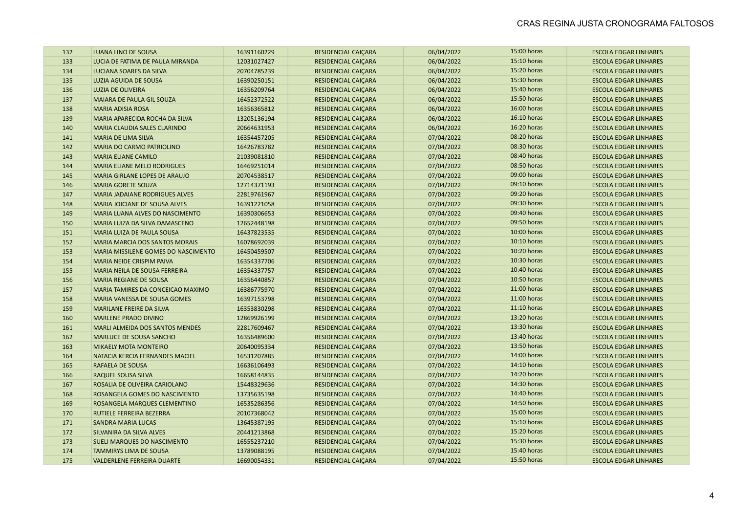| 132 | LUANA LINO DE SOUSA | 16391160229 | RESIDENCIAL CAIÇARA | 06/04/2022 | 15:00 horas | ESCOLA EDGAR LINHARES |
|---|---|---|---|---|---|---|
| 133 | LUCIA DE FATIMA DE PAULA MIRANDA | 12031027427 | RESIDENCIAL CAIÇARA | 06/04/2022 | 15:10 horas | ESCOLA EDGAR LINHARES |
| 134 | LUCIANA SOARES DA SILVA | 20704785239 | RESIDENCIAL CAIÇARA | 06/04/2022 | 15:20 horas | ESCOLA EDGAR LINHARES |
| 135 | LUZIA AGUIDA DE SOUSA | 16390250151 | RESIDENCIAL CAIÇARA | 06/04/2022 | 15:30 horas | ESCOLA EDGAR LINHARES |
| 136 | LUZIA DE OLIVEIRA | 16356209764 | RESIDENCIAL CAIÇARA | 06/04/2022 | 15:40 horas | ESCOLA EDGAR LINHARES |
| 137 | MAIARA DE PAULA GIL SOUZA | 16452372522 | RESIDENCIAL CAIÇARA | 06/04/2022 | 15:50 horas | ESCOLA EDGAR LINHARES |
| 138 | MARIA ADISIA ROSA | 16356365812 | RESIDENCIAL CAIÇARA | 06/04/2022 | 16:00 horas | ESCOLA EDGAR LINHARES |
| 139 | MARIA APARECIDA ROCHA DA SILVA | 13205136194 | RESIDENCIAL CAIÇARA | 06/04/2022 | 16:10 horas | ESCOLA EDGAR LINHARES |
| 140 | MARIA CLAUDIA SALES CLARINDO | 20664631953 | RESIDENCIAL CAIÇARA | 06/04/2022 | 16:20 horas | ESCOLA EDGAR LINHARES |
| 141 | MARIA DE LIMA SILVA | 16354457205 | RESIDENCIAL CAIÇARA | 07/04/2022 | 08:20 horas | ESCOLA EDGAR LINHARES |
| 142 | MARIA DO CARMO PATRIOLINO | 16426783782 | RESIDENCIAL CAIÇARA | 07/04/2022 | 08:30 horas | ESCOLA EDGAR LINHARES |
| 143 | MARIA ELIANE CAMILO | 21039081810 | RESIDENCIAL CAIÇARA | 07/04/2022 | 08:40 horas | ESCOLA EDGAR LINHARES |
| 144 | MARIA ELIANE MELO RODRIGUES | 16469251014 | RESIDENCIAL CAIÇARA | 07/04/2022 | 08:50 horas | ESCOLA EDGAR LINHARES |
| 145 | MARIA GIRLANE LOPES DE ARAUJO | 20704538517 | RESIDENCIAL CAIÇARA | 07/04/2022 | 09:00 horas | ESCOLA EDGAR LINHARES |
| 146 | MARIA GORETE SOUZA | 12714371193 | RESIDENCIAL CAIÇARA | 07/04/2022 | 09:10 horas | ESCOLA EDGAR LINHARES |
| 147 | MARIA JADAIANE RODRIGUES ALVES | 22819761967 | RESIDENCIAL CAIÇARA | 07/04/2022 | 09:20 horas | ESCOLA EDGAR LINHARES |
| 148 | MARIA JOICIANE DE SOUSA ALVES | 16391221058 | RESIDENCIAL CAIÇARA | 07/04/2022 | 09:30 horas | ESCOLA EDGAR LINHARES |
| 149 | MARIA LUANA ALVES DO NASCIMENTO | 16390306653 | RESIDENCIAL CAIÇARA | 07/04/2022 | 09:40 horas | ESCOLA EDGAR LINHARES |
| 150 | MARIA LUIZA DA SILVA DAMASCENO | 12652448198 | RESIDENCIAL CAIÇARA | 07/04/2022 | 09:50 horas | ESCOLA EDGAR LINHARES |
| 151 | MARIA LUIZA DE PAULA SOUSA | 16437823535 | RESIDENCIAL CAIÇARA | 07/04/2022 | 10:00 horas | ESCOLA EDGAR LINHARES |
| 152 | MARIA MARCIA DOS SANTOS MORAIS | 16078692039 | RESIDENCIAL CAIÇARA | 07/04/2022 | 10:10 horas | ESCOLA EDGAR LINHARES |
| 153 | MARIA MISSILENE GOMES DO NASCIMENTO | 16450459507 | RESIDENCIAL CAIÇARA | 07/04/2022 | 10:20 horas | ESCOLA EDGAR LINHARES |
| 154 | MARIA NEIDE CRISPIM PAIVA | 16354337706 | RESIDENCIAL CAIÇARA | 07/04/2022 | 10:30 horas | ESCOLA EDGAR LINHARES |
| 155 | MARIA NEILA DE SOUSA FERREIRA | 16354337757 | RESIDENCIAL CAIÇARA | 07/04/2022 | 10:40 horas | ESCOLA EDGAR LINHARES |
| 156 | MARIA REGIANE DE SOUSA | 16356440857 | RESIDENCIAL CAIÇARA | 07/04/2022 | 10:50 horas | ESCOLA EDGAR LINHARES |
| 157 | MARIA TAMIRES DA CONCEICAO MAXIMO | 16386775970 | RESIDENCIAL CAIÇARA | 07/04/2022 | 11:00 horas | ESCOLA EDGAR LINHARES |
| 158 | MARIA VANESSA DE SOUSA GOMES | 16397153798 | RESIDENCIAL CAIÇARA | 07/04/2022 | 11:00 horas | ESCOLA EDGAR LINHARES |
| 159 | MARILANE FREIRE DA SILVA | 16353830298 | RESIDENCIAL CAIÇARA | 07/04/2022 | 11:10 horas | ESCOLA EDGAR LINHARES |
| 160 | MARLENE PRADO DIVINO | 12869926199 | RESIDENCIAL CAIÇARA | 07/04/2022 | 13:20 horas | ESCOLA EDGAR LINHARES |
| 161 | MARLI ALMEIDA DOS SANTOS MENDES | 22817609467 | RESIDENCIAL CAIÇARA | 07/04/2022 | 13:30 horas | ESCOLA EDGAR LINHARES |
| 162 | MARLUCE DE SOUSA SANCHO | 16356489600 | RESIDENCIAL CAIÇARA | 07/04/2022 | 13:40 horas | ESCOLA EDGAR LINHARES |
| 163 | MIKAELY MOTA MONTEIRO | 20640095334 | RESIDENCIAL CAIÇARA | 07/04/2022 | 13:50 horas | ESCOLA EDGAR LINHARES |
| 164 | NATACIA KERCIA FERNANDES MACIEL | 16531207885 | RESIDENCIAL CAIÇARA | 07/04/2022 | 14:00 horas | ESCOLA EDGAR LINHARES |
| 165 | RAFAELA DE SOUSA | 16636106493 | RESIDENCIAL CAIÇARA | 07/04/2022 | 14:10 horas | ESCOLA EDGAR LINHARES |
| 166 | RAQUEL SOUSA SILVA | 16658144835 | RESIDENCIAL CAIÇARA | 07/04/2022 | 14:20 horas | ESCOLA EDGAR LINHARES |
| 167 | ROSALIA DE OLIVEIRA CARIOLANO | 15448329636 | RESIDENCIAL CAIÇARA | 07/04/2022 | 14:30 horas | ESCOLA EDGAR LINHARES |
| 168 | ROSANGELA GOMES DO NASCIMENTO | 13735635198 | RESIDENCIAL CAIÇARA | 07/04/2022 | 14:40 horas | ESCOLA EDGAR LINHARES |
| 169 | ROSANGELA MARQUES CLEMENTINO | 16535286356 | RESIDENCIAL CAIÇARA | 07/04/2022 | 14:50 horas | ESCOLA EDGAR LINHARES |
| 170 | RUTIELE FERREIRA BEZERRA | 20107368042 | RESIDENCIAL CAIÇARA | 07/04/2022 | 15:00 horas | ESCOLA EDGAR LINHARES |
| 171 | SANDRA MARIA LUCAS | 13645387195 | RESIDENCIAL CAIÇARA | 07/04/2022 | 15:10 horas | ESCOLA EDGAR LINHARES |
| 172 | SILVANIRA DA SILVA ALVES | 20441213868 | RESIDENCIAL CAIÇARA | 07/04/2022 | 15:20 horas | ESCOLA EDGAR LINHARES |
| 173 | SUELI MARQUES DO NASCIMENTO | 16555237210 | RESIDENCIAL CAIÇARA | 07/04/2022 | 15:30 horas | ESCOLA EDGAR LINHARES |
| 174 | TAMMIRYS LIMA DE SOUSA | 13789088195 | RESIDENCIAL CAIÇARA | 07/04/2022 | 15:40 horas | ESCOLA EDGAR LINHARES |
| 175 | VALDERLENE FERREIRA DUARTE | 16690054331 | RESIDENCIAL CAIÇARA | 07/04/2022 | 15:50 horas | ESCOLA EDGAR LINHARES |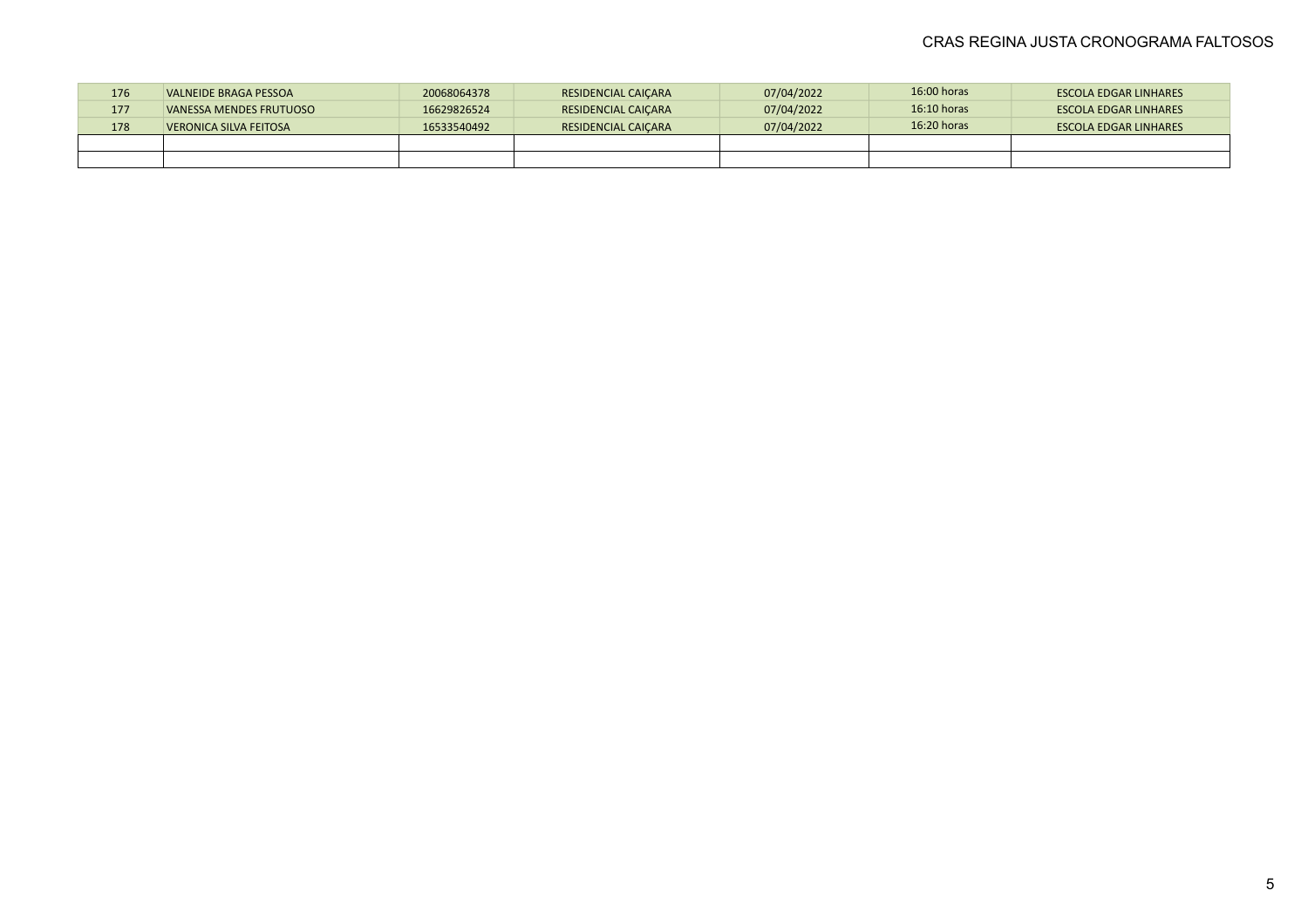| | | | | | | |
|---|---|---|---|---|---|---|
| 176 | VALNEIDE BRAGA PESSOA | 20068064378 | RESIDENCIAL CAIÇARA | 07/04/2022 | 16:00 horas | ESCOLA EDGAR LINHARES |
| 177 | VANESSA MENDES FRUTUOSO | 16629826524 | RESIDENCIAL CAIÇARA | 07/04/2022 | 16:10 horas | ESCOLA EDGAR LINHARES |
| 178 | VERONICA SILVA FEITOSA | 16533540492 | RESIDENCIAL CAIÇARA | 07/04/2022 | 16:20 horas | ESCOLA EDGAR LINHARES |
| | | | | | | |
| | | | | | | |